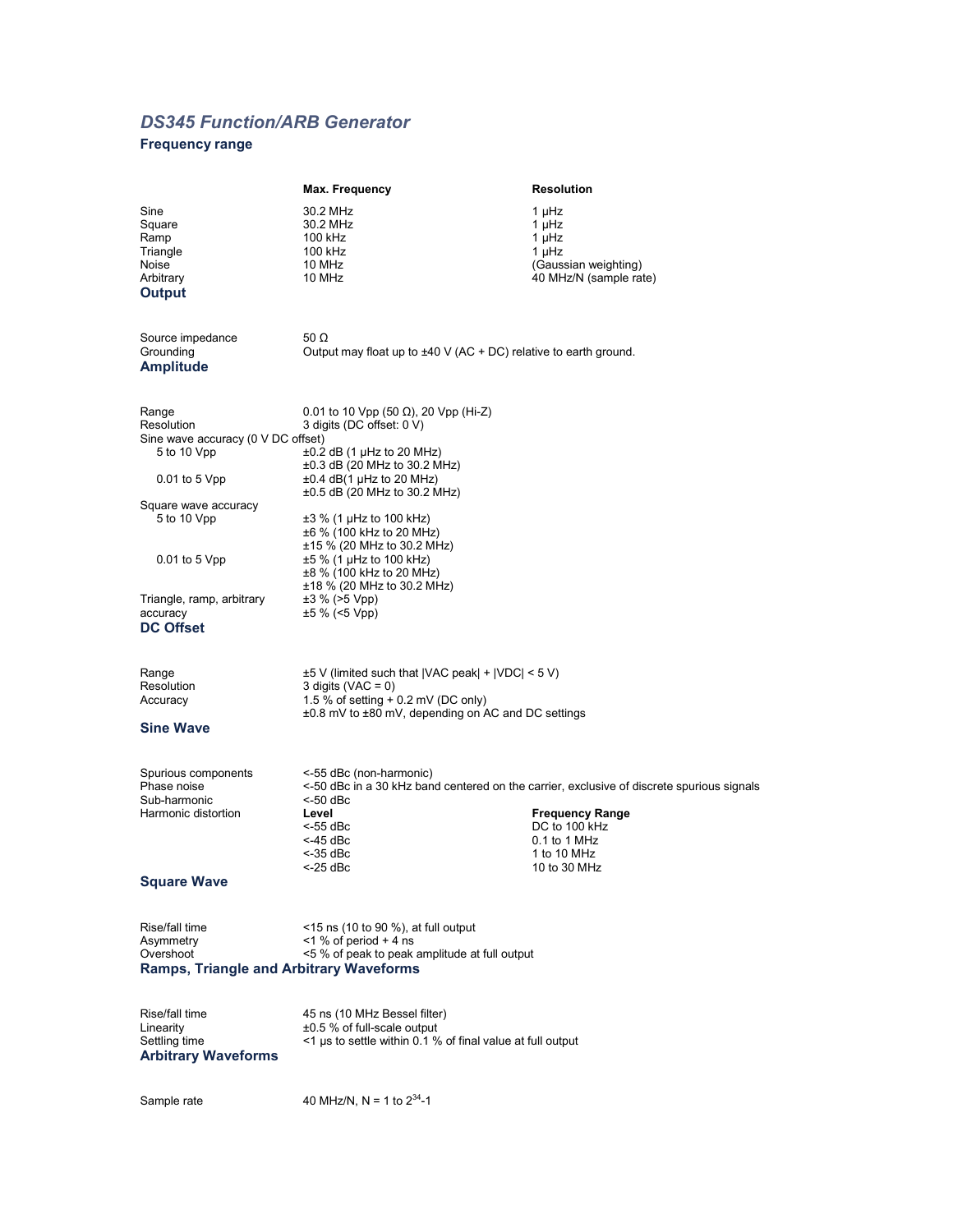# *DS345 Function/ARB Generator*

## Frequency range

| | Max. Frequency | Resolution |
|---|---|---|
| Sine | 30.2 MHz | 1 µHz |
| Square | 30.2 MHz | 1 µHz |
| Ramp | 100 kHz | 1 µHz |
| Triangle | 100 kHz | 1 µHz |
| Noise | 10 MHz | (Gaussian weighting) |
| Arbitrary | 10 MHz | 40 MHz/N (sample rate) |

## Output

| | |
|---|---|
| Source impedance | 50 Ω |
| Grounding | Output may float up to ±40 V (AC + DC) relative to earth ground. |

## Amplitude

| | |
|---|---|
| Range | 0.01 to 10 Vpp (50 Ω), 20 Vpp (Hi-Z) |
| Resolution | 3 digits (DC offset: 0 V) |
| Sine wave accuracy (0 V DC offset) | |
| 5 to 10 Vpp | ±0.2 dB (1 µHz to 20 MHz)<br>±0.3 dB (20 MHz to 30.2 MHz) |
| 0.01 to 5 Vpp | ±0.4 dB(1 µHz to 20 MHz)<br>±0.5 dB (20 MHz to 30.2 MHz) |
| Square wave accuracy | |
| 5 to 10 Vpp | ±3 % (1 µHz to 100 kHz)<br>±6 % (100 kHz to 20 MHz)<br>±15 % (20 MHz to 30.2 MHz) |
| 0.01 to 5 Vpp | ±5 % (1 µHz to 100 kHz)<br>±8 % (100 kHz to 20 MHz)<br>±18 % (20 MHz to 30.2 MHz) |
| Triangle, ramp, arbitrary accuracy | ±3 % (>5 Vpp)<br>±5 % (<5 Vpp) |

## DC Offset

| | |
|---|---|
| Range | ±5 V (limited such that \|VAC peak\| + \|VDC\| < 5 V) |
| Resolution | 3 digits (VAC = 0) |
| Accuracy | 1.5 % of setting + 0.2 mV (DC only)<br>±0.8 mV to ±80 mV, depending on AC and DC settings |

## Sine Wave

| | | |
|---|---|---|
| Spurious components | <-55 dBc (non-harmonic) | |
| Phase noise | <-50 dBc in a 30 kHz band centered on the carrier, exclusive of discrete spurious signals | |
| Sub-harmonic | <-50 dBc | |
| Harmonic distortion | **Level** | **Frequency Range** |
| | <-55 dBc | DC to 100 kHz |
| | <-45 dBc | 0.1 to 1 MHz |
| | <-35 dBc | 1 to 10 MHz |
| | <-25 dBc | 10 to 30 MHz |

## Square Wave

| | |
|---|---|
| Rise/fall time | <15 ns (10 to 90 %), at full output |
| Asymmetry | <1 % of period + 4 ns |
| Overshoot | <5 % of peak to peak amplitude at full output |

## Ramps, Triangle and Arbitrary Waveforms

| | |
|---|---|
| Rise/fall time | 45 ns (10 MHz Bessel filter) |
| Linearity | ±0.5 % of full-scale output |
| Settling time | <1 µs to settle within 0.1 % of final value at full output |

## Arbitrary Waveforms

| | |
|---|---|
| Sample rate | 40 MHz/N, N = 1 to $2^{34}$-1 |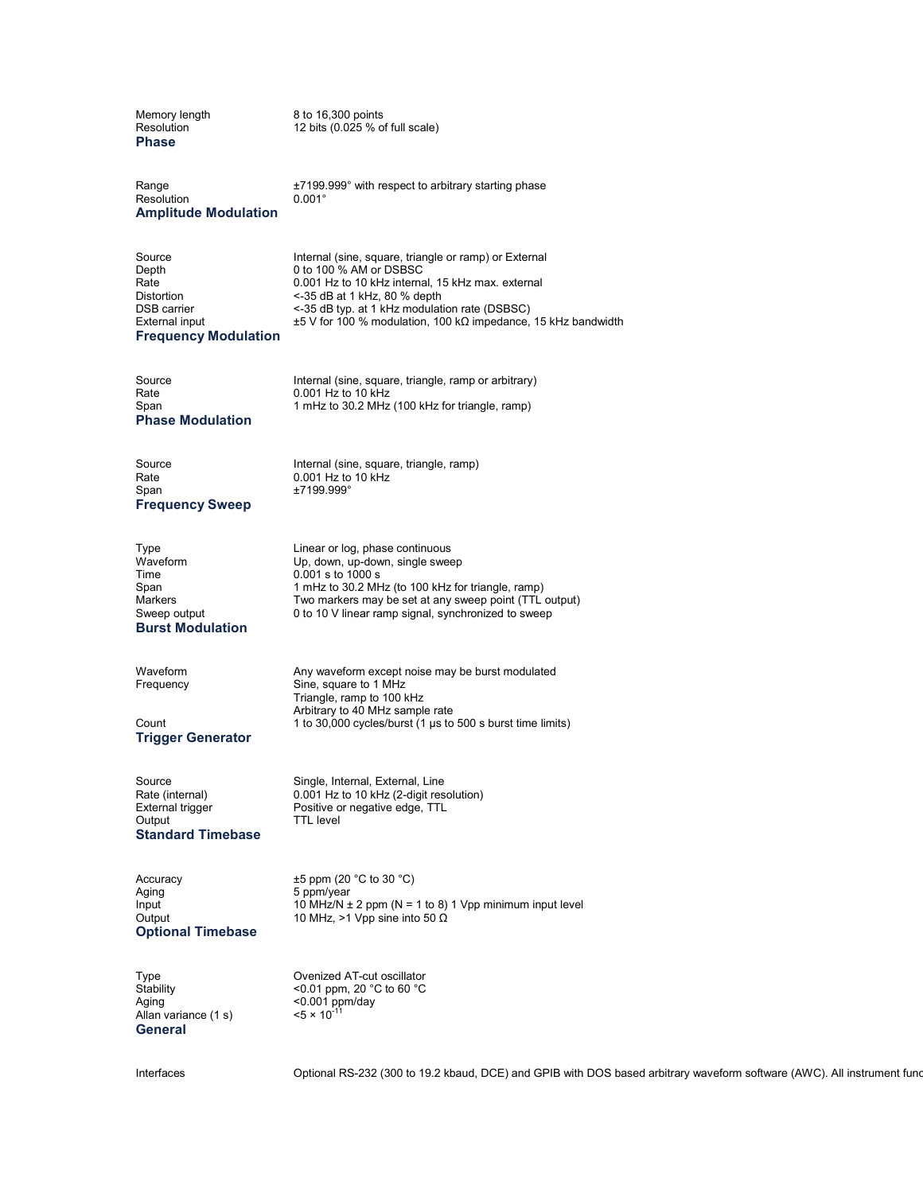| | |
|---|---|
| Memory length | 8 to 16,300 points |
| Resolution | 12 bits (0.025 % of full scale) |

### Phase

| | |
|---|---|
| Range | ±7199.999° with respect to arbitrary starting phase |
| Resolution | 0.001° |

### Amplitude Modulation

| | |
|---|---|
| Source | Internal (sine, square, triangle or ramp) or External |
| Depth | 0 to 100 % AM or DSBSC |
| Rate | 0.001 Hz to 10 kHz internal, 15 kHz max. external |
| Distortion | <-35 dB at 1 kHz, 80 % depth |
| DSB carrier | <-35 dB typ. at 1 kHz modulation rate (DSBSC) |
| External input | ±5 V for 100 % modulation, 100 kΩ impedance, 15 kHz bandwidth |

### Frequency Modulation

| | |
|---|---|
| Source | Internal (sine, square, triangle, ramp or arbitrary) |
| Rate | 0.001 Hz to 10 kHz |
| Span | 1 mHz to 30.2 MHz (100 kHz for triangle, ramp) |

### Phase Modulation

| | |
|---|---|
| Source | Internal (sine, square, triangle, ramp) |
| Rate | 0.001 Hz to 10 kHz |
| Span | ±7199.999° |

### Frequency Sweep

| | |
|---|---|
| Type | Linear or log, phase continuous |
| Waveform | Up, down, up-down, single sweep |
| Time | 0.001 s to 1000 s |
| Span | 1 mHz to 30.2 MHz (to 100 kHz for triangle, ramp) |
| Markers | Two markers may be set at any sweep point (TTL output) |
| Sweep output | 0 to 10 V linear ramp signal, synchronized to sweep |

### Burst Modulation

| | |
|---|---|
| Waveform | Any waveform except noise may be burst modulated |
| Frequency | Sine, square to 1 MHz<br>Triangle, ramp to 100 kHz<br>Arbitrary to 40 MHz sample rate |
| Count | 1 to 30,000 cycles/burst (1 μs to 500 s burst time limits) |

### Trigger Generator

| | |
|---|---|
| Source | Single, Internal, External, Line |
| Rate (internal) | 0.001 Hz to 10 kHz (2-digit resolution) |
| External trigger | Positive or negative edge, TTL |
| Output | TTL level |

### Standard Timebase

| | |
|---|---|
| Accuracy | ±5 ppm (20 °C to 30 °C) |
| Aging | 5 ppm/year |
| Input | 10 MHz/N ± 2 ppm (N = 1 to 8) 1 Vpp minimum input level |
| Output | 10 MHz, >1 Vpp sine into 50 Ω |

### Optional Timebase

| | |
|---|---|
| Type | Ovenized AT-cut oscillator |
| Stability | <0.01 ppm, 20 °C to 60 °C |
| Aging | <0.001 ppm/day |
| Allan variance (1 s) | $<5 \times 10^{-11}$ |

### General

| | |
|---|---|
| Interfaces | Optional RS-232 (300 to 19.2 kbaud, DCE) and GPIB with DOS based arbitrary waveform software (AWC). All instrument func |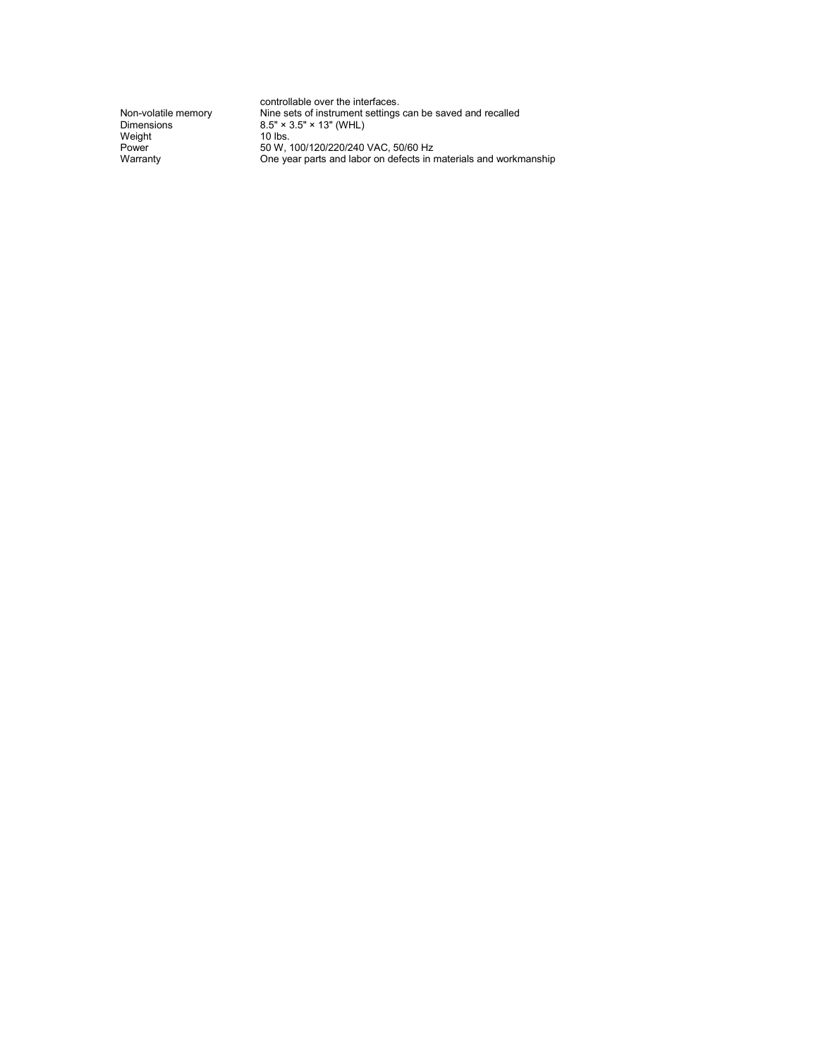| | |
|---|---|
| | controllable over the interfaces. |
| Non-volatile memory | Nine sets of instrument settings can be saved and recalled |
| Dimensions | 8.5" × 3.5" × 13" (WHL) |
| Weight | 10 lbs. |
| Power | 50 W, 100/120/220/240 VAC, 50/60 Hz |
| Warranty | One year parts and labor on defects in materials and workmanship |